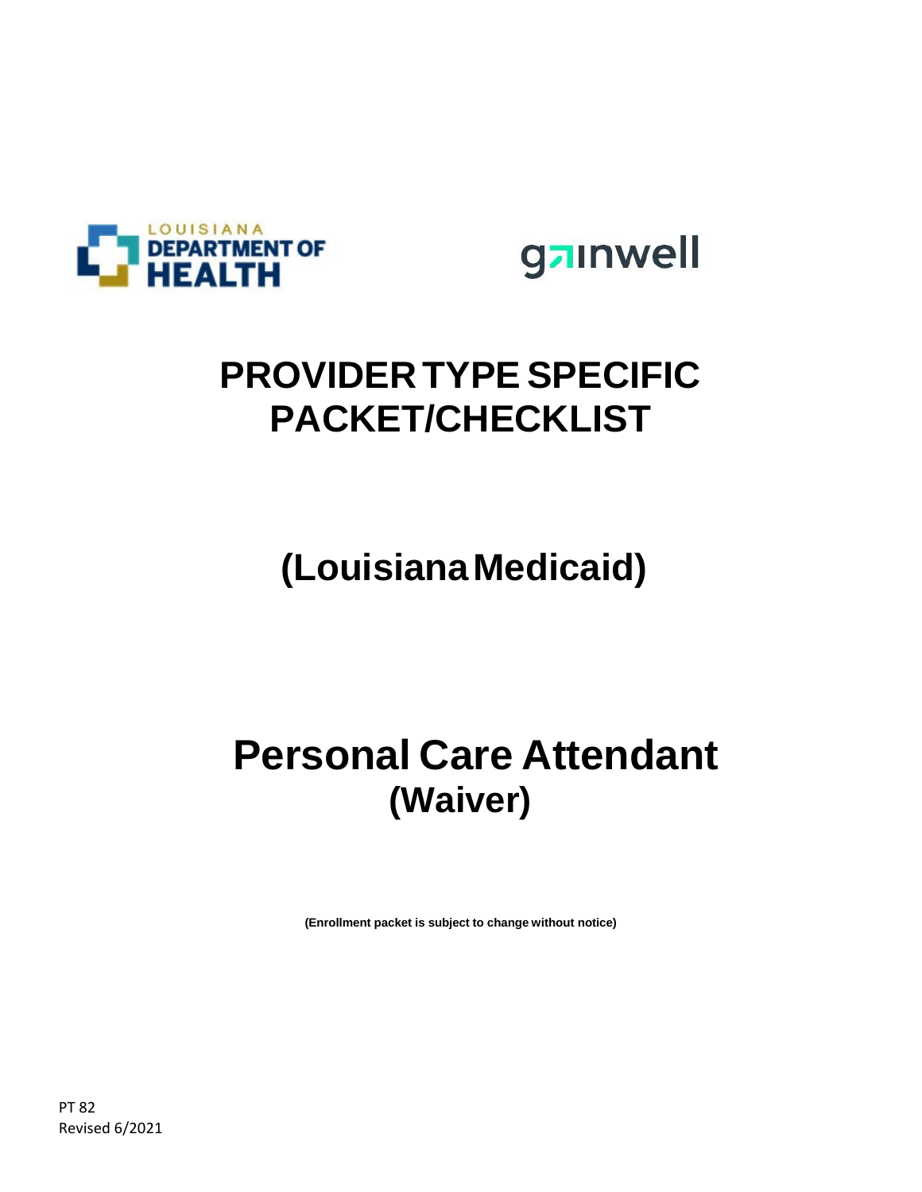LOUISIANA DEPARTMENT OF HEALTH

gainwell

# PROVIDER TYPE SPECIFIC PACKET/CHECKLIST

# (Louisiana Medicaid)

# Personal Care Attendant
## (Waiver)

**(Enrollment packet is subject to change without notice)**

PT 82
Revised 6/2021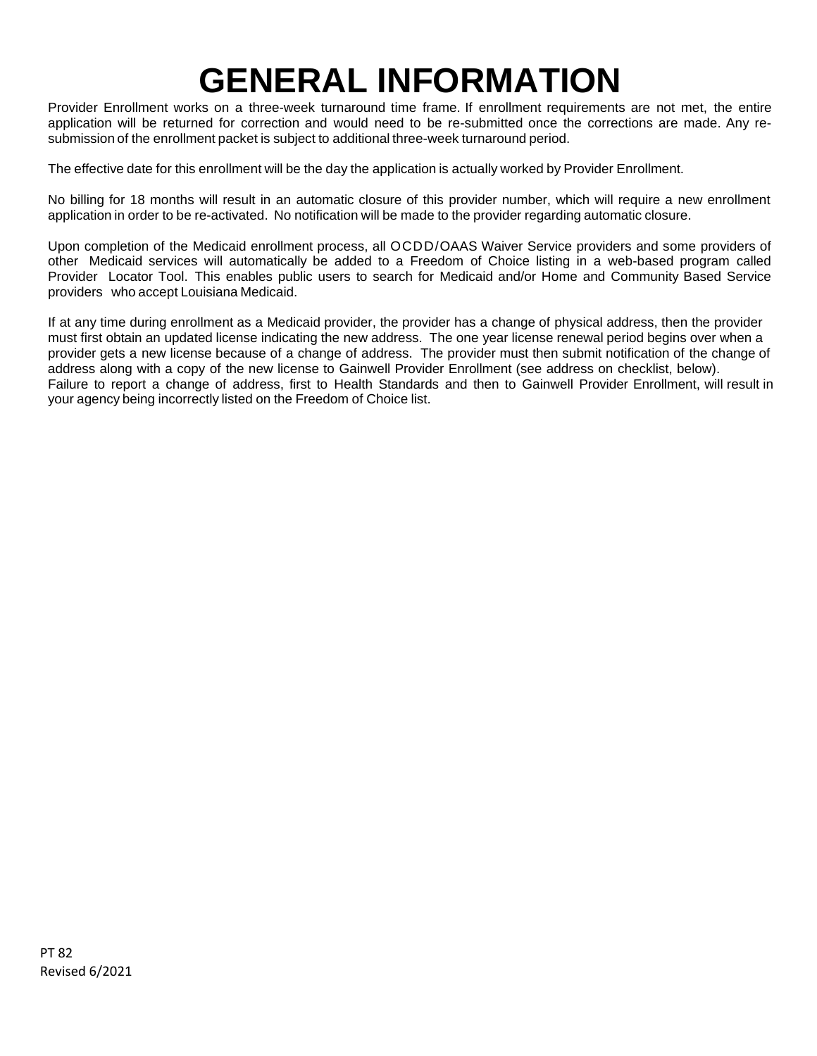# GENERAL INFORMATION

Provider Enrollment works on a three-week turnaround time frame. If enrollment requirements are not met, the entire application will be returned for correction and would need to be re-submitted once the corrections are made. Any re-submission of the enrollment packet is subject to additional three-week turnaround period.

The effective date for this enrollment will be the day the application is actually worked by Provider Enrollment.

No billing for 18 months will result in an automatic closure of this provider number, which will require a new enrollment application in order to be re-activated. No notification will be made to the provider regarding automatic closure.

Upon completion of the Medicaid enrollment process, all OCDD/OAAS Waiver Service providers and some providers of other Medicaid services will automatically be added to a Freedom of Choice listing in a web-based program called Provider Locator Tool. This enables public users to search for Medicaid and/or Home and Community Based Service providers who accept Louisiana Medicaid.

If at any time during enrollment as a Medicaid provider, the provider has a change of physical address, then the provider must first obtain an updated license indicating the new address. The one year license renewal period begins over when a provider gets a new license because of a change of address. The provider must then submit notification of the change of address along with a copy of the new license to Gainwell Provider Enrollment (see address on checklist, below). Failure to report a change of address, first to Health Standards and then to Gainwell Provider Enrollment, will result in your agency being incorrectly listed on the Freedom of Choice list.

PT 82
Revised 6/2021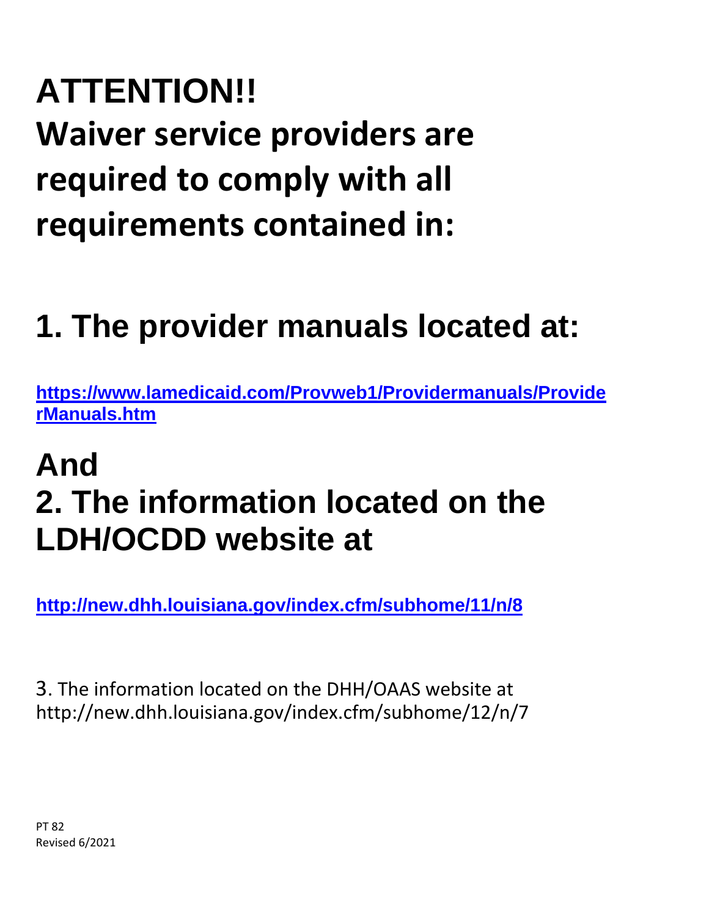# ATTENTION!!

# Waiver service providers are required to comply with all requirements contained in:

## 1. The provider manuals located at:

**https://www.lamedicaid.com/Provweb1/Providermanuals/ProviderManuals.htm**

## And

## 2. The information located on the LDH/OCDD website at

**http://new.dhh.louisiana.gov/index.cfm/subhome/11/n/8**

3. The information located on the DHH/OAAS website at http://new.dhh.louisiana.gov/index.cfm/subhome/12/n/7

PT 82
Revised 6/2021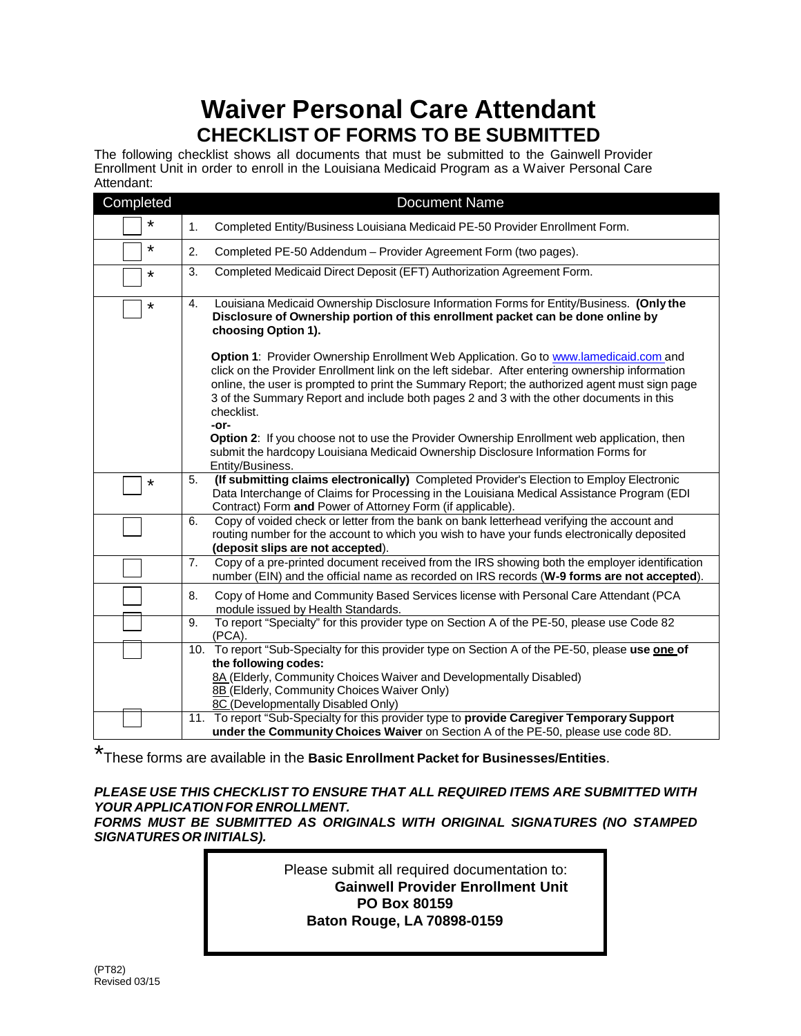# Waiver Personal Care Attendant

## CHECKLIST OF FORMS TO BE SUBMITTED

The following checklist shows all documents that must be submitted to the Gainwell Provider Enrollment Unit in order to enroll in the Louisiana Medicaid Program as a Waiver Personal Care Attendant:

| Completed | Document Name |
|---|---|
| ☐ * | 1. Completed Entity/Business Louisiana Medicaid PE-50 Provider Enrollment Form. |
| ☐ * | 2. Completed PE-50 Addendum – Provider Agreement Form (two pages). |
| ☐ * | 3. Completed Medicaid Direct Deposit (EFT) Authorization Agreement Form. |
| ☐ * | 4. Louisiana Medicaid Ownership Disclosure Information Forms for Entity/Business. **(Only the Disclosure of Ownership portion of this enrollment packet can be done online by choosing Option 1).**<br><br>**Option 1**: Provider Ownership Enrollment Web Application. Go to www.lamedicaid.com and click on the Provider Enrollment link on the left sidebar. After entering ownership information online, the user is prompted to print the Summary Report; the authorized agent must sign page 3 of the Summary Report and include both pages 2 and 3 with the other documents in this checklist.<br>**-or-**<br>**Option 2**: If you choose not to use the Provider Ownership Enrollment web application, then submit the hardcopy Louisiana Medicaid Ownership Disclosure Information Forms for Entity/Business. |
| ☐ * | 5. **(If submitting claims electronically)** Completed Provider's Election to Employ Electronic Data Interchange of Claims for Processing in the Louisiana Medical Assistance Program (EDI Contract) Form **and** Power of Attorney Form (if applicable). |
| ☐ | 6. Copy of voided check or letter from the bank on bank letterhead verifying the account and routing number for the account to which you wish to have your funds electronically deposited **(deposit slips are not accepted)**. |
| ☐ | 7. Copy of a pre-printed document received from the IRS showing both the employer identification number (EIN) and the official name as recorded on IRS records (**W-9 forms are not accepted**). |
| ☐ | 8. Copy of Home and Community Based Services license with Personal Care Attendant (PCA module issued by Health Standards. |
| ☐ | 9. To report "Specialty" for this provider type on Section A of the PE-50, please use Code 82 (PCA). |
| ☐ | 10. To report "Sub-Specialty for this provider type on Section A of the PE-50, please **use <u>one</u> of the following codes:**<br><u>8A</u> (Elderly, Community Choices Waiver and Developmentally Disabled)<br><u>8B</u> (Elderly, Community Choices Waiver Only)<br><u>8C</u> (Developmentally Disabled Only) |
| ☐ | 11. To report "Sub-Specialty for this provider type to **provide Caregiver Temporary Support under the Community Choices Waiver** on Section A of the PE-50, please use code 8D. |

*These forms are available in the **Basic Enrollment Packet for Businesses/Entities**.

***PLEASE USE THIS CHECKLIST TO ENSURE THAT ALL REQUIRED ITEMS ARE SUBMITTED WITH YOUR APPLICATION FOR ENROLLMENT.***

***FORMS MUST BE SUBMITTED AS ORIGINALS WITH ORIGINAL SIGNATURES (NO STAMPED SIGNATURES OR INITIALS).***

Please submit all required documentation to:
**Gainwell Provider Enrollment Unit**
**PO Box 80159**
**Baton Rouge, LA 70898-0159**

(PT82)
Revised 03/15